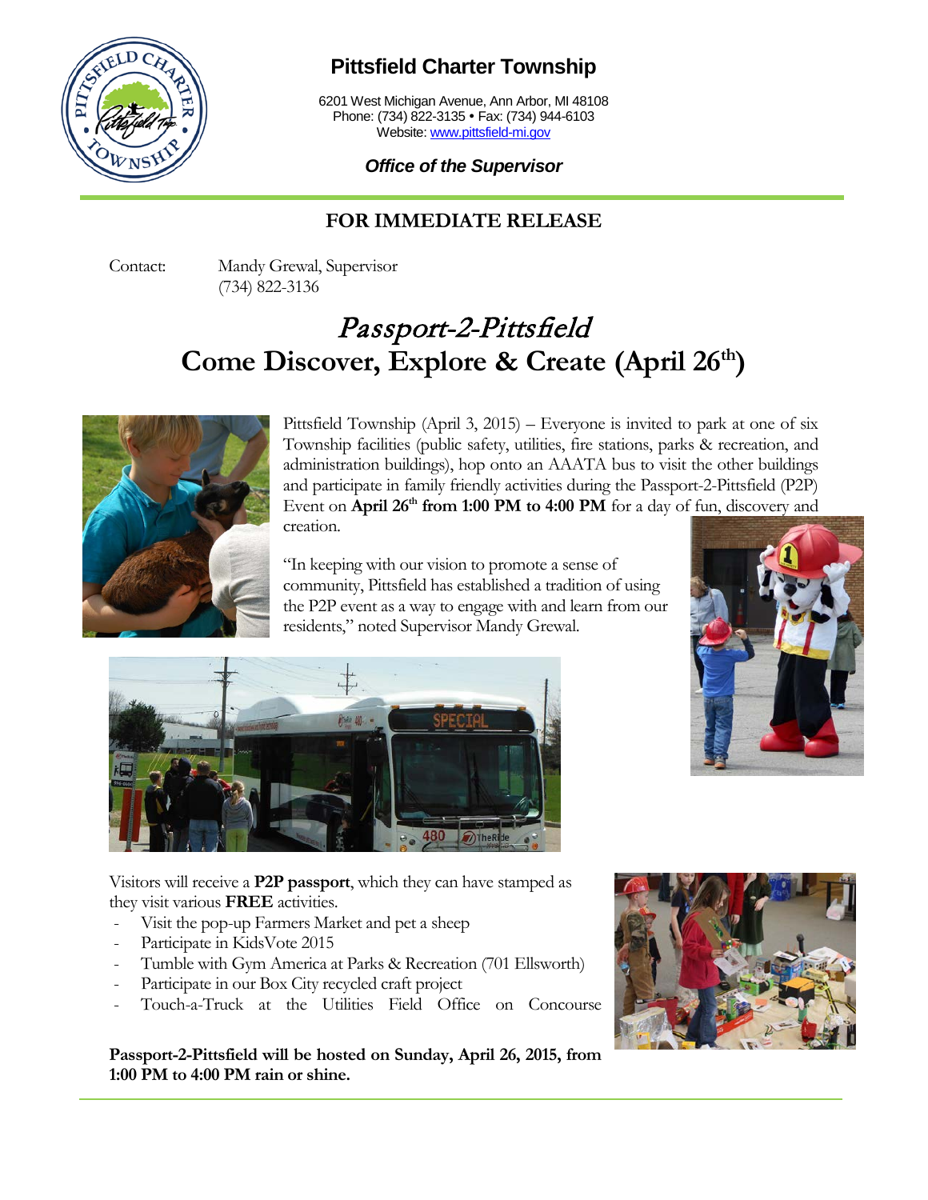# Pittsfield Charter Township

6201 West Michigan Avenue, Ann Arbor, MI 48108
Phone: (734) 822-3135 • Fax: (734) 944-6103
Website: www.pittsfield-mi.gov

***Office of the Supervisor***

**FOR IMMEDIATE RELEASE**

Contact: Mandy Grewal, Supervisor
(734) 822-3136

## *Passport-2-Pittsfield*
## Come Discover, Explore & Create (April 26th)

Pittsfield Township (April 3, 2015) – Everyone is invited to park at one of six Township facilities (public safety, utilities, fire stations, parks & recreation, and administration buildings), hop onto an AAATA bus to visit the other buildings and participate in family friendly activities during the Passport-2-Pittsfield (P2P) Event on **April 26th from 1:00 PM to 4:00 PM** for a day of fun, discovery and creation.

"In keeping with our vision to promote a sense of community, Pittsfield has established a tradition of using the P2P event as a way to engage with and learn from our residents," noted Supervisor Mandy Grewal.

Visitors will receive a **P2P passport**, which they can have stamped as they visit various **FREE** activities.

- Visit the pop-up Farmers Market and pet a sheep
- Participate in KidsVote 2015
- Tumble with Gym America at Parks & Recreation (701 Ellsworth)
- Participate in our Box City recycled craft project
- Touch-a-Truck at the Utilities Field Office on Concourse

**Passport-2-Pittsfield will be hosted on Sunday, April 26, 2015, from 1:00 PM to 4:00 PM rain or shine.**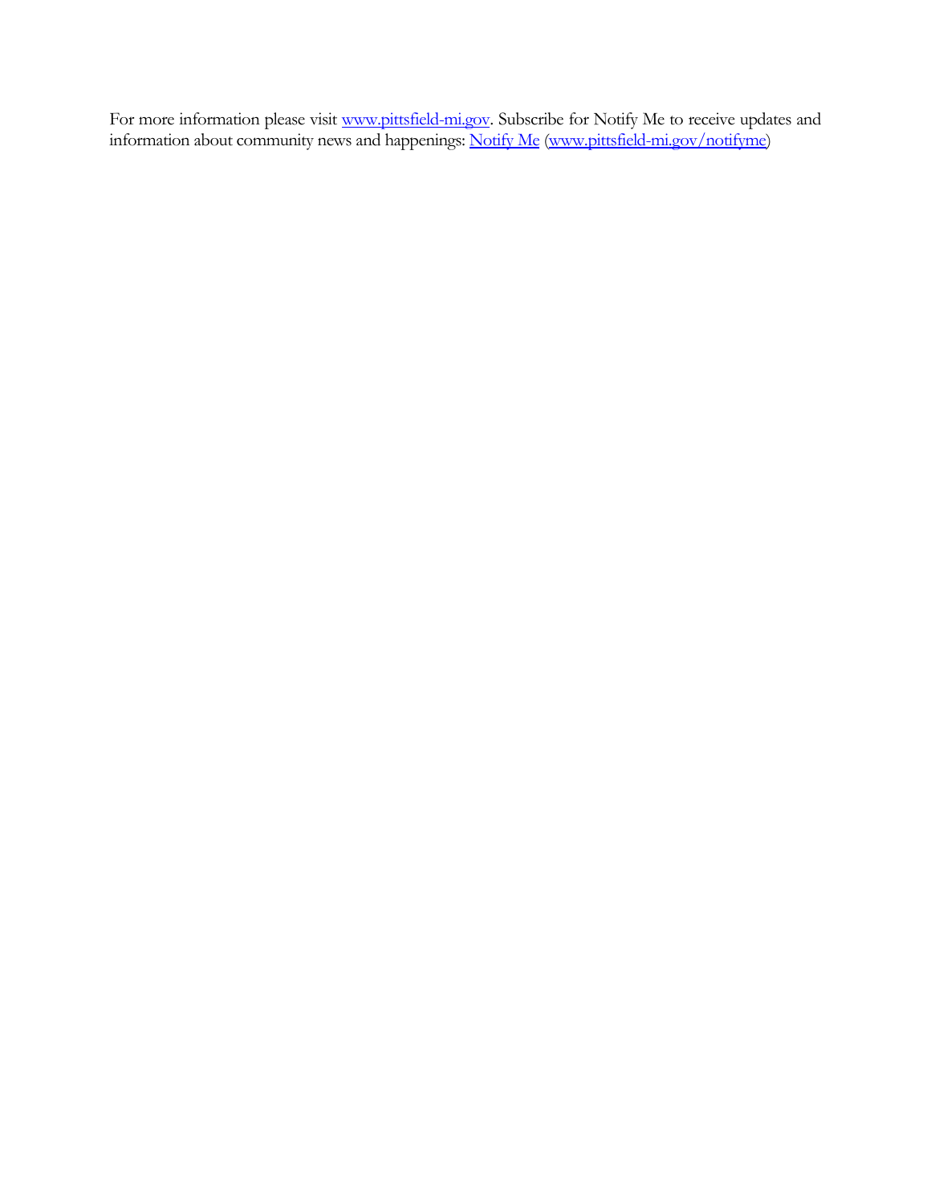For more information please visit [www.pittsfield-mi.gov](www.pittsfield-mi.gov). Subscribe for Notify Me to receive updates and information about community news and happenings: [Notify Me](www.pittsfield-mi.gov/notifyme) ([www.pittsfield-mi.gov/notifyme](www.pittsfield-mi.gov/notifyme))